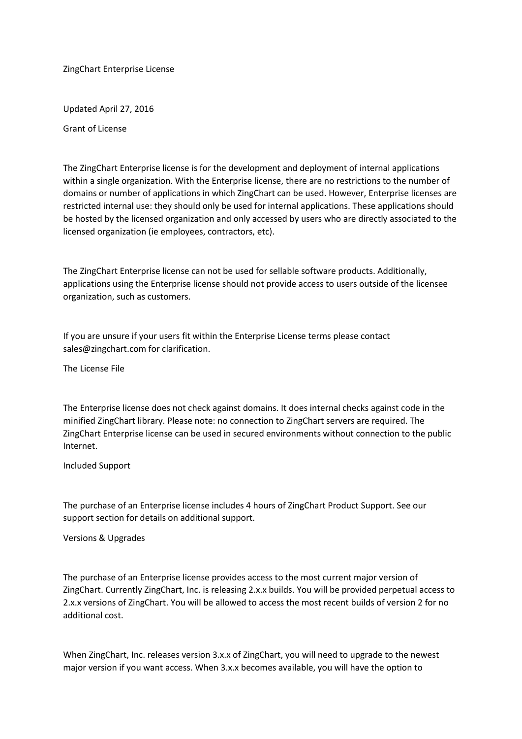# ZingChart Enterprise License

Updated April 27, 2016

## Grant of License

The ZingChart Enterprise license is for the development and deployment of internal applications within a single organization. With the Enterprise license, there are no restrictions to the number of domains or number of applications in which ZingChart can be used. However, Enterprise licenses are restricted internal use: they should only be used for internal applications. These applications should be hosted by the licensed organization and only accessed by users who are directly associated to the licensed organization (ie employees, contractors, etc).

The ZingChart Enterprise license can not be used for sellable software products. Additionally, applications using the Enterprise license should not provide access to users outside of the licensee organization, such as customers.

If you are unsure if your users fit within the Enterprise License terms please contact sales@zingchart.com for clarification.

## The License File

The Enterprise license does not check against domains. It does internal checks against code in the minified ZingChart library. Please note: no connection to ZingChart servers are required. The ZingChart Enterprise license can be used in secured environments without connection to the public Internet.

## Included Support

The purchase of an Enterprise license includes 4 hours of ZingChart Product Support. See our support section for details on additional support.

## Versions & Upgrades

The purchase of an Enterprise license provides access to the most current major version of ZingChart. Currently ZingChart, Inc. is releasing 2.x.x builds. You will be provided perpetual access to 2.x.x versions of ZingChart. You will be allowed to access the most recent builds of version 2 for no additional cost.

When ZingChart, Inc. releases version 3.x.x of ZingChart, you will need to upgrade to the newest major version if you want access. When 3.x.x becomes available, you will have the option to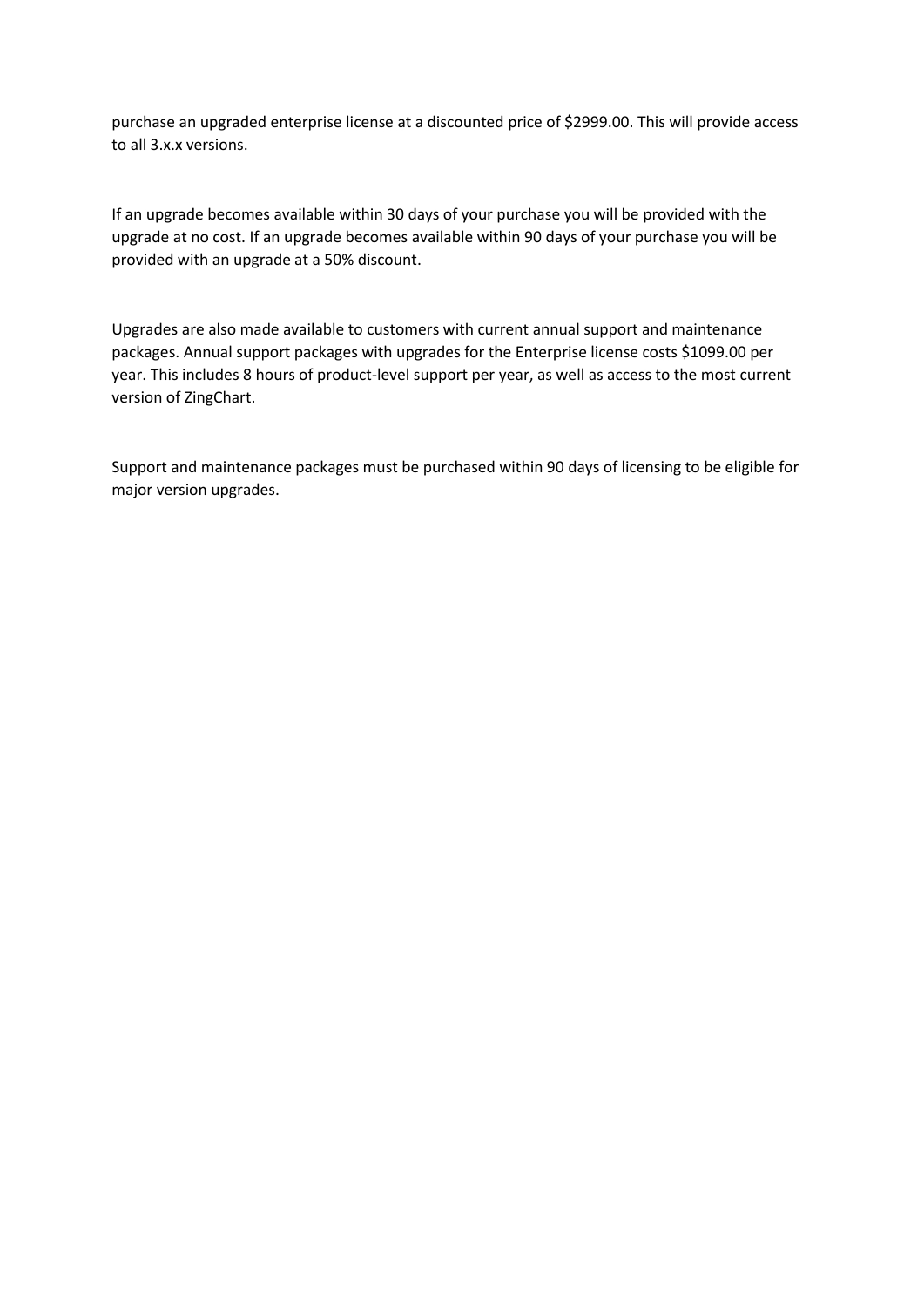purchase an upgraded enterprise license at a discounted price of $2999.00. This will provide access to all 3.x.x versions.

If an upgrade becomes available within 30 days of your purchase you will be provided with the upgrade at no cost. If an upgrade becomes available within 90 days of your purchase you will be provided with an upgrade at a 50% discount.

Upgrades are also made available to customers with current annual support and maintenance packages. Annual support packages with upgrades for the Enterprise license costs $1099.00 per year. This includes 8 hours of product-level support per year, as well as access to the most current version of ZingChart.

Support and maintenance packages must be purchased within 90 days of licensing to be eligible for major version upgrades.